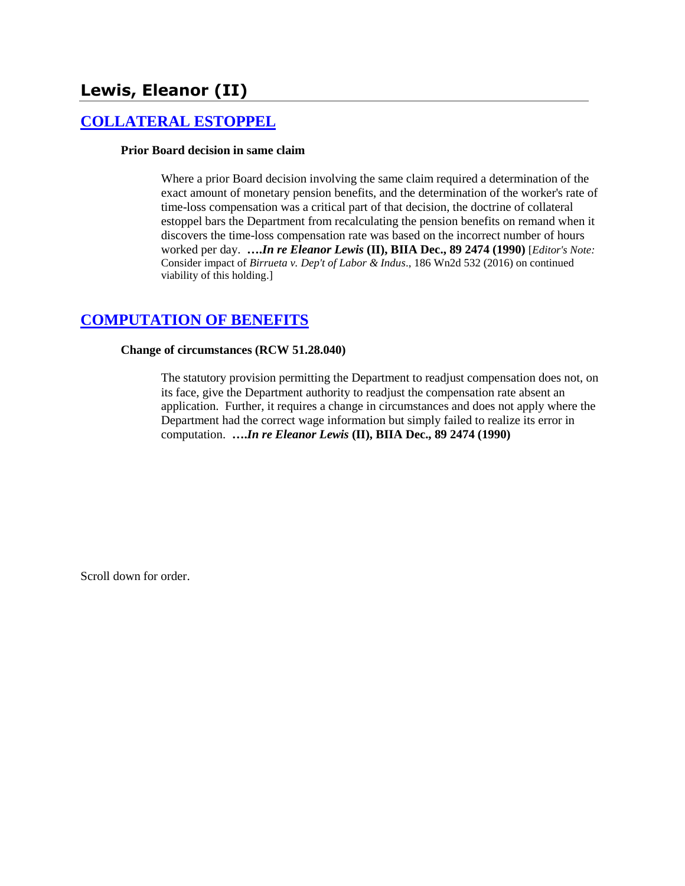## Lewis, Eleanor (II)

### [COLLATERAL ESTOPPEL]

**Prior Board decision in same claim**

Where a prior Board decision involving the same claim required a determination of the exact amount of monetary pension benefits, and the determination of the worker's rate of time-loss compensation was a critical part of that decision, the doctrine of collateral estoppel bars the Department from recalculating the pension benefits on remand when it discovers the time-loss compensation rate was based on the incorrect number of hours worked per day. ***….In re Eleanor Lewis* (II), BIIA Dec., 89 2474 (1990)** [*Editor's Note:* Consider impact of *Birrueta v. Dep't of Labor & Indus*., 186 Wn2d 532 (2016) on continued viability of this holding.]

### [COMPUTATION OF BENEFITS]

**Change of circumstances (RCW 51.28.040)**

The statutory provision permitting the Department to readjust compensation does not, on its face, give the Department authority to readjust the compensation rate absent an application. Further, it requires a change in circumstances and does not apply where the Department had the correct wage information but simply failed to realize its error in computation. ***….In re Eleanor Lewis* (II), BIIA Dec., 89 2474 (1990)**

Scroll down for order.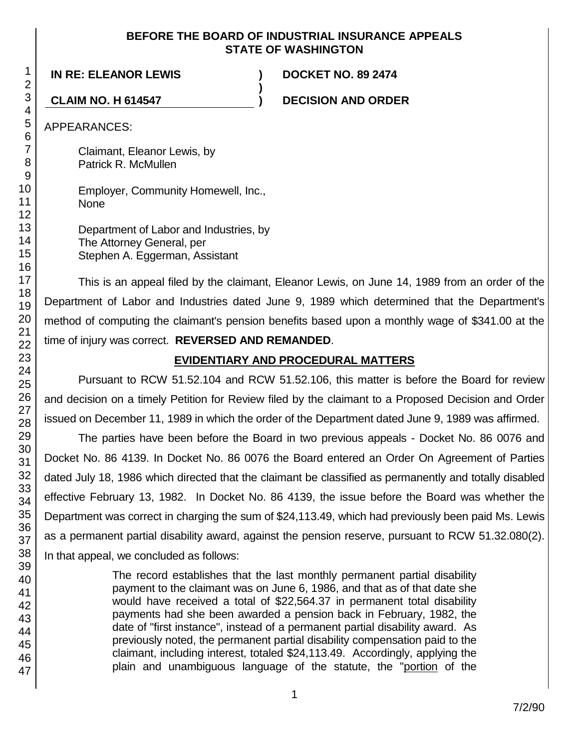**BEFORE THE BOARD OF INDUSTRIAL INSURANCE APPEALS**
**STATE OF WASHINGTON**

| | | |
|---|---|---|
| **IN RE: ELEANOR LEWIS** | **)** | **DOCKET NO. 89 2474** |
| | **)** | |
| **CLAIM NO. H 614547** | **)** | **DECISION AND ORDER** |

APPEARANCES:

Claimant, Eleanor Lewis, by
Patrick R. McMullen

Employer, Community Homewell, Inc.,
None

Department of Labor and Industries, by
The Attorney General, per
Stephen A. Eggerman, Assistant

This is an appeal filed by the claimant, Eleanor Lewis, on June 14, 1989 from an order of the Department of Labor and Industries dated June 9, 1989 which determined that the Department's method of computing the claimant's pension benefits based upon a monthly wage of $341.00 at the time of injury was correct. **REVERSED AND REMANDED**.

## EVIDENTIARY AND PROCEDURAL MATTERS

Pursuant to RCW 51.52.104 and RCW 51.52.106, this matter is before the Board for review and decision on a timely Petition for Review filed by the claimant to a Proposed Decision and Order issued on December 11, 1989 in which the order of the Department dated June 9, 1989 was affirmed.

The parties have been before the Board in two previous appeals - Docket No. 86 0076 and Docket No. 86 4139. In Docket No. 86 0076 the Board entered an Order On Agreement of Parties dated July 18, 1986 which directed that the claimant be classified as permanently and totally disabled effective February 13, 1982. In Docket No. 86 4139, the issue before the Board was whether the Department was correct in charging the sum of $24,113.49, which had previously been paid Ms. Lewis as a permanent partial disability award, against the pension reserve, pursuant to RCW 51.32.080(2). In that appeal, we concluded as follows:

> The record establishes that the last monthly permanent partial disability payment to the claimant was on June 6, 1986, and that as of that date she would have received a total of $22,564.37 in permanent total disability payments had she been awarded a pension back in February, 1982, the date of "first instance", instead of a permanent partial disability award. As previously noted, the permanent partial disability compensation paid to the claimant, including interest, totaled $24,113.49. Accordingly, applying the plain and unambiguous language of the statute, the "portion of the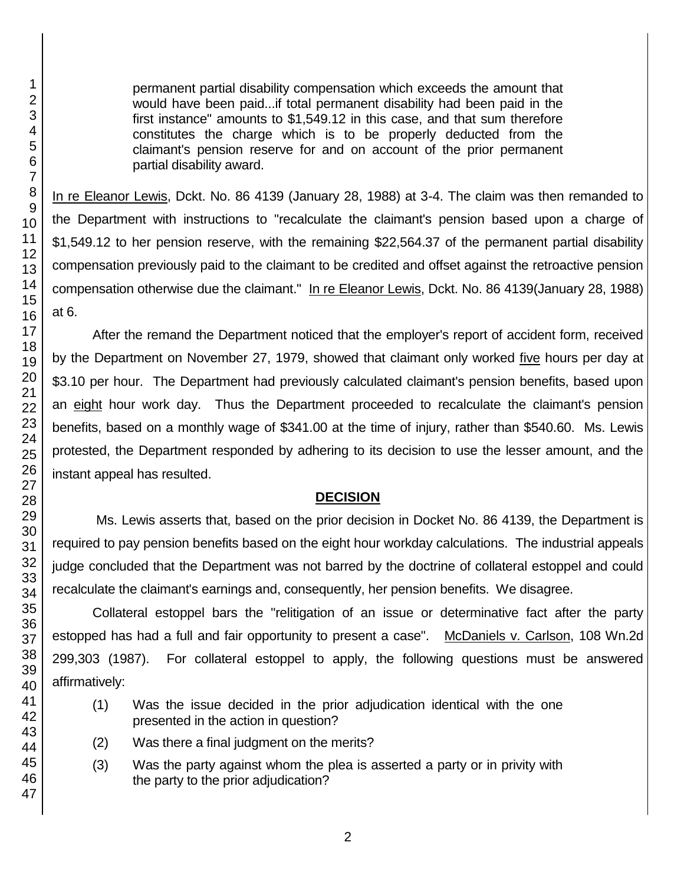> permanent partial disability compensation which exceeds the amount that would have been paid...if total permanent disability had been paid in the first instance" amounts to $1,549.12 in this case, and that sum therefore constitutes the charge which is to be properly deducted from the claimant's pension reserve for and on account of the prior permanent partial disability award.

In re Eleanor Lewis, Dckt. No. 86 4139 (January 28, 1988) at 3-4. The claim was then remanded to the Department with instructions to "recalculate the claimant's pension based upon a charge of $1,549.12 to her pension reserve, with the remaining $22,564.37 of the permanent partial disability compensation previously paid to the claimant to be credited and offset against the retroactive pension compensation otherwise due the claimant." In re Eleanor Lewis, Dckt. No. 86 4139(January 28, 1988) at 6.

After the remand the Department noticed that the employer's report of accident form, received by the Department on November 27, 1979, showed that claimant only worked five hours per day at $3.10 per hour. The Department had previously calculated claimant's pension benefits, based upon an eight hour work day. Thus the Department proceeded to recalculate the claimant's pension benefits, based on a monthly wage of $341.00 at the time of injury, rather than $540.60. Ms. Lewis protested, the Department responded by adhering to its decision to use the lesser amount, and the instant appeal has resulted.

## DECISION

Ms. Lewis asserts that, based on the prior decision in Docket No. 86 4139, the Department is required to pay pension benefits based on the eight hour workday calculations. The industrial appeals judge concluded that the Department was not barred by the doctrine of collateral estoppel and could recalculate the claimant's earnings and, consequently, her pension benefits. We disagree.

Collateral estoppel bars the "relitigation of an issue or determinative fact after the party estopped has had a full and fair opportunity to present a case". McDaniels v. Carlson, 108 Wn.2d 299,303 (1987). For collateral estoppel to apply, the following questions must be answered affirmatively:

> (1) Was the issue decided in the prior adjudication identical with the one presented in the action in question?
>
> (2) Was there a final judgment on the merits?
>
> (3) Was the party against whom the plea is asserted a party or in privity with the party to the prior adjudication?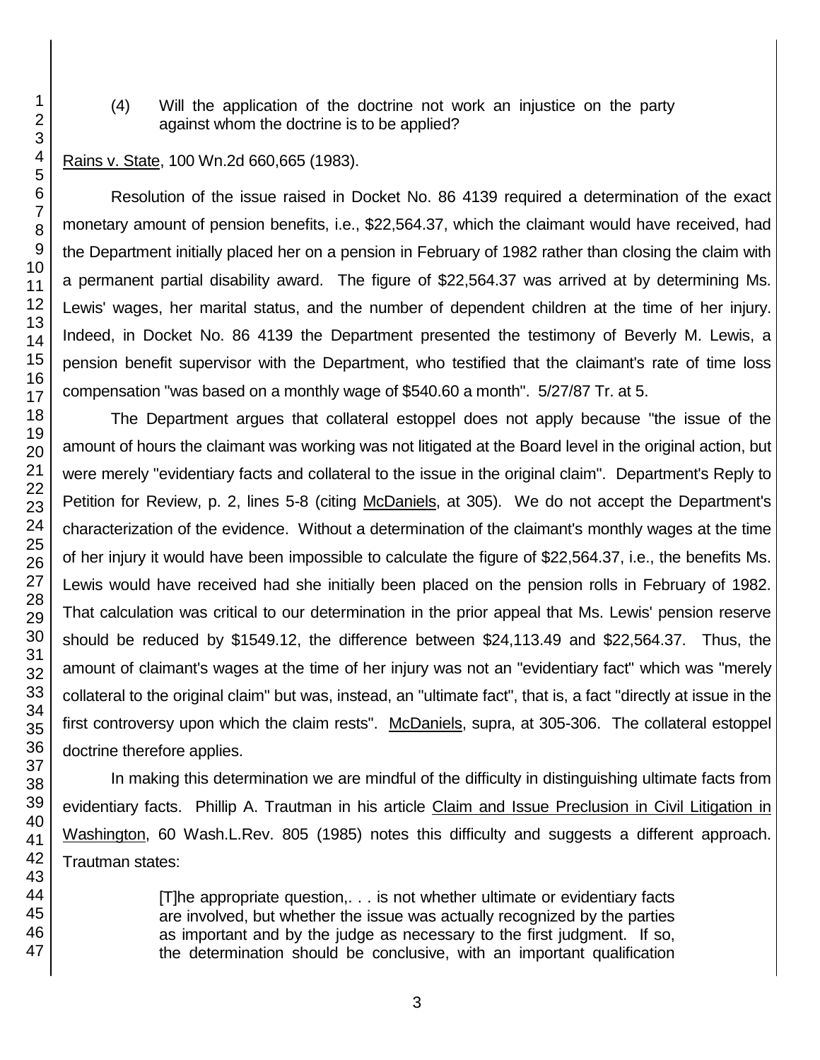(4) Will the application of the doctrine not work an injustice on the party against whom the doctrine is to be applied?

Rains v. State, 100 Wn.2d 660,665 (1983).

Resolution of the issue raised in Docket No. 86 4139 required a determination of the exact monetary amount of pension benefits, i.e., $22,564.37, which the claimant would have received, had the Department initially placed her on a pension in February of 1982 rather than closing the claim with a permanent partial disability award. The figure of $22,564.37 was arrived at by determining Ms. Lewis' wages, her marital status, and the number of dependent children at the time of her injury. Indeed, in Docket No. 86 4139 the Department presented the testimony of Beverly M. Lewis, a pension benefit supervisor with the Department, who testified that the claimant's rate of time loss compensation "was based on a monthly wage of $540.60 a month". 5/27/87 Tr. at 5.

The Department argues that collateral estoppel does not apply because "the issue of the amount of hours the claimant was working was not litigated at the Board level in the original action, but were merely "evidentiary facts and collateral to the issue in the original claim". Department's Reply to Petition for Review, p. 2, lines 5-8 (citing McDaniels, at 305). We do not accept the Department's characterization of the evidence. Without a determination of the claimant's monthly wages at the time of her injury it would have been impossible to calculate the figure of $22,564.37, i.e., the benefits Ms. Lewis would have received had she initially been placed on the pension rolls in February of 1982. That calculation was critical to our determination in the prior appeal that Ms. Lewis' pension reserve should be reduced by $1549.12, the difference between $24,113.49 and $22,564.37. Thus, the amount of claimant's wages at the time of her injury was not an "evidentiary fact" which was "merely collateral to the original claim" but was, instead, an "ultimate fact", that is, a fact "directly at issue in the first controversy upon which the claim rests". McDaniels, supra, at 305-306. The collateral estoppel doctrine therefore applies.

In making this determination we are mindful of the difficulty in distinguishing ultimate facts from evidentiary facts. Phillip A. Trautman in his article Claim and Issue Preclusion in Civil Litigation in Washington, 60 Wash.L.Rev. 805 (1985) notes this difficulty and suggests a different approach. Trautman states:

> [T]he appropriate question,. . . is not whether ultimate or evidentiary facts are involved, but whether the issue was actually recognized by the parties as important and by the judge as necessary to the first judgment. If so, the determination should be conclusive, with an important qualification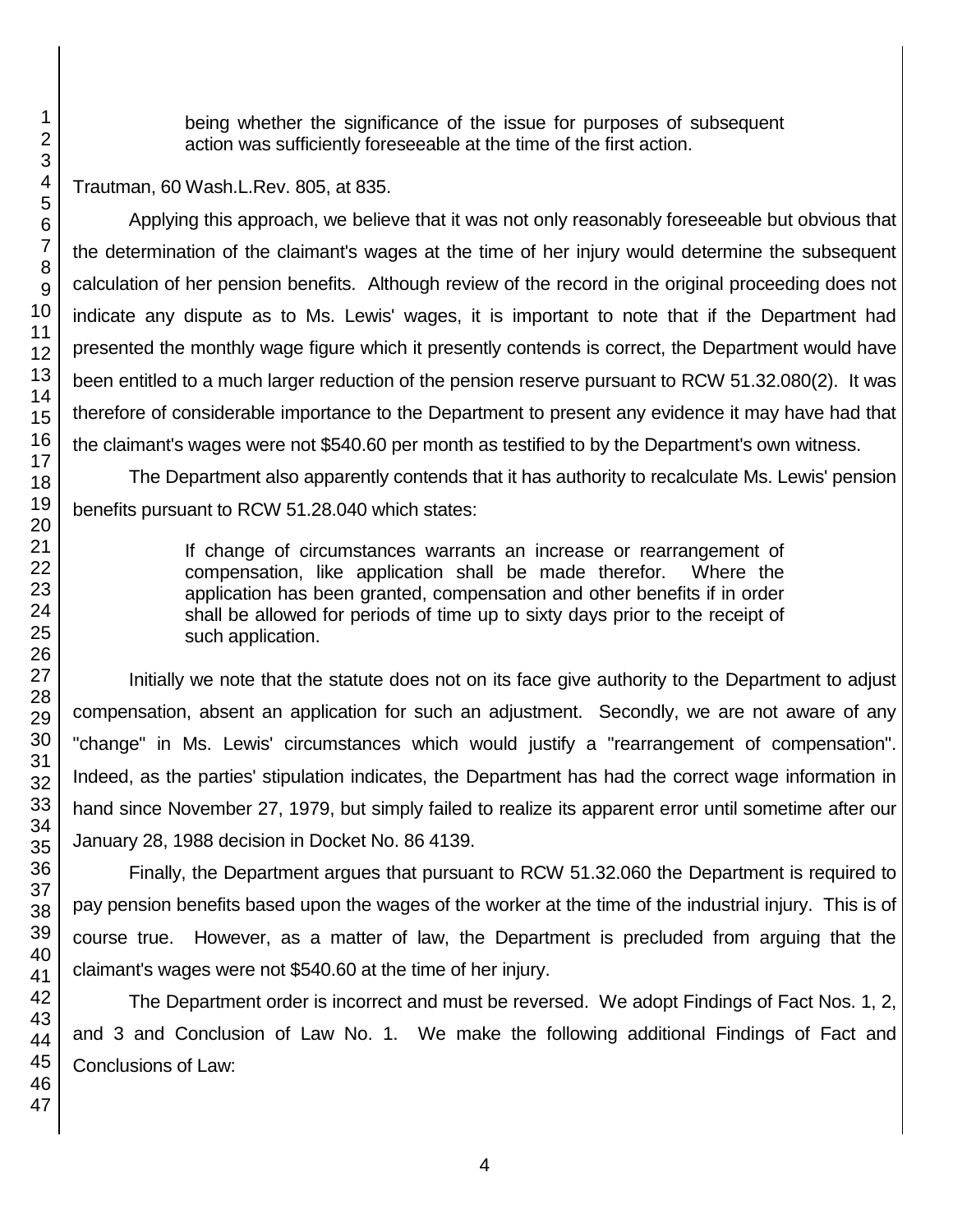> being whether the significance of the issue for purposes of subsequent action was sufficiently foreseeable at the time of the first action.

Trautman, 60 Wash.L.Rev. 805, at 835.

Applying this approach, we believe that it was not only reasonably foreseeable but obvious that the determination of the claimant's wages at the time of her injury would determine the subsequent calculation of her pension benefits. Although review of the record in the original proceeding does not indicate any dispute as to Ms. Lewis' wages, it is important to note that if the Department had presented the monthly wage figure which it presently contends is correct, the Department would have been entitled to a much larger reduction of the pension reserve pursuant to RCW 51.32.080(2). It was therefore of considerable importance to the Department to present any evidence it may have had that the claimant's wages were not $540.60 per month as testified to by the Department's own witness.

The Department also apparently contends that it has authority to recalculate Ms. Lewis' pension benefits pursuant to RCW 51.28.040 which states:

> If change of circumstances warrants an increase or rearrangement of compensation, like application shall be made therefor. Where the application has been granted, compensation and other benefits if in order shall be allowed for periods of time up to sixty days prior to the receipt of such application.

Initially we note that the statute does not on its face give authority to the Department to adjust compensation, absent an application for such an adjustment. Secondly, we are not aware of any "change" in Ms. Lewis' circumstances which would justify a "rearrangement of compensation". Indeed, as the parties' stipulation indicates, the Department has had the correct wage information in hand since November 27, 1979, but simply failed to realize its apparent error until sometime after our January 28, 1988 decision in Docket No. 86 4139.

Finally, the Department argues that pursuant to RCW 51.32.060 the Department is required to pay pension benefits based upon the wages of the worker at the time of the industrial injury. This is of course true. However, as a matter of law, the Department is precluded from arguing that the claimant's wages were not $540.60 at the time of her injury.

The Department order is incorrect and must be reversed. We adopt Findings of Fact Nos. 1, 2, and 3 and Conclusion of Law No. 1. We make the following additional Findings of Fact and Conclusions of Law: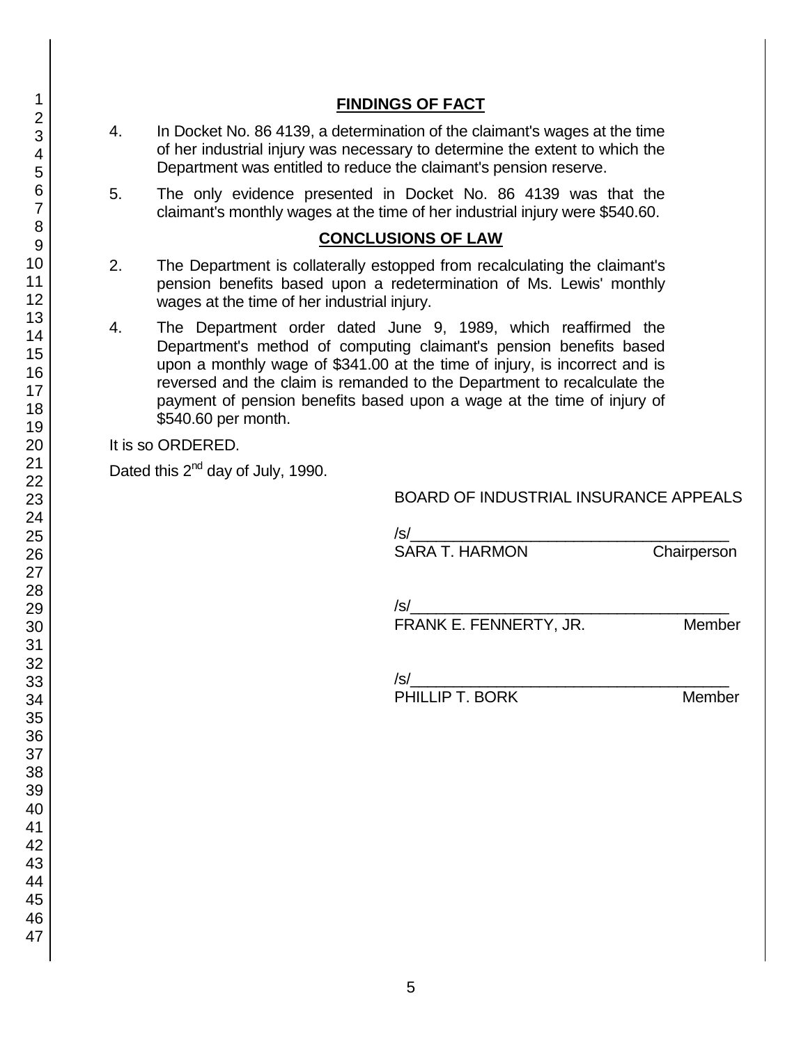## FINDINGS OF FACT

4. In Docket No. 86 4139, a determination of the claimant's wages at the time of her industrial injury was necessary to determine the extent to which the Department was entitled to reduce the claimant's pension reserve.

5. The only evidence presented in Docket No. 86 4139 was that the claimant's monthly wages at the time of her industrial injury were $540.60.

## CONCLUSIONS OF LAW

2. The Department is collaterally estopped from recalculating the claimant's pension benefits based upon a redetermination of Ms. Lewis' monthly wages at the time of her industrial injury.

4. The Department order dated June 9, 1989, which reaffirmed the Department's method of computing claimant's pension benefits based upon a monthly wage of $341.00 at the time of injury, is incorrect and is reversed and the claim is remanded to the Department to recalculate the payment of pension benefits based upon a wage at the time of injury of $540.60 per month.

It is so ORDERED.

Dated this 2nd day of July, 1990.

BOARD OF INDUSTRIAL INSURANCE APPEALS

/s/\_\_\_\_\_\_\_\_\_\_\_\_\_\_\_\_\_\_\_\_\_\_\_\_\_\_\_\_\_\_\_\_\_\_\_\_
SARA T. HARMON Chairperson

/s/\_\_\_\_\_\_\_\_\_\_\_\_\_\_\_\_\_\_\_\_\_\_\_\_\_\_\_\_\_\_\_\_\_\_\_\_
FRANK E. FENNERTY, JR. Member

/s/\_\_\_\_\_\_\_\_\_\_\_\_\_\_\_\_\_\_\_\_\_\_\_\_\_\_\_\_\_\_\_\_\_\_\_\_
PHILLIP T. BORK Member